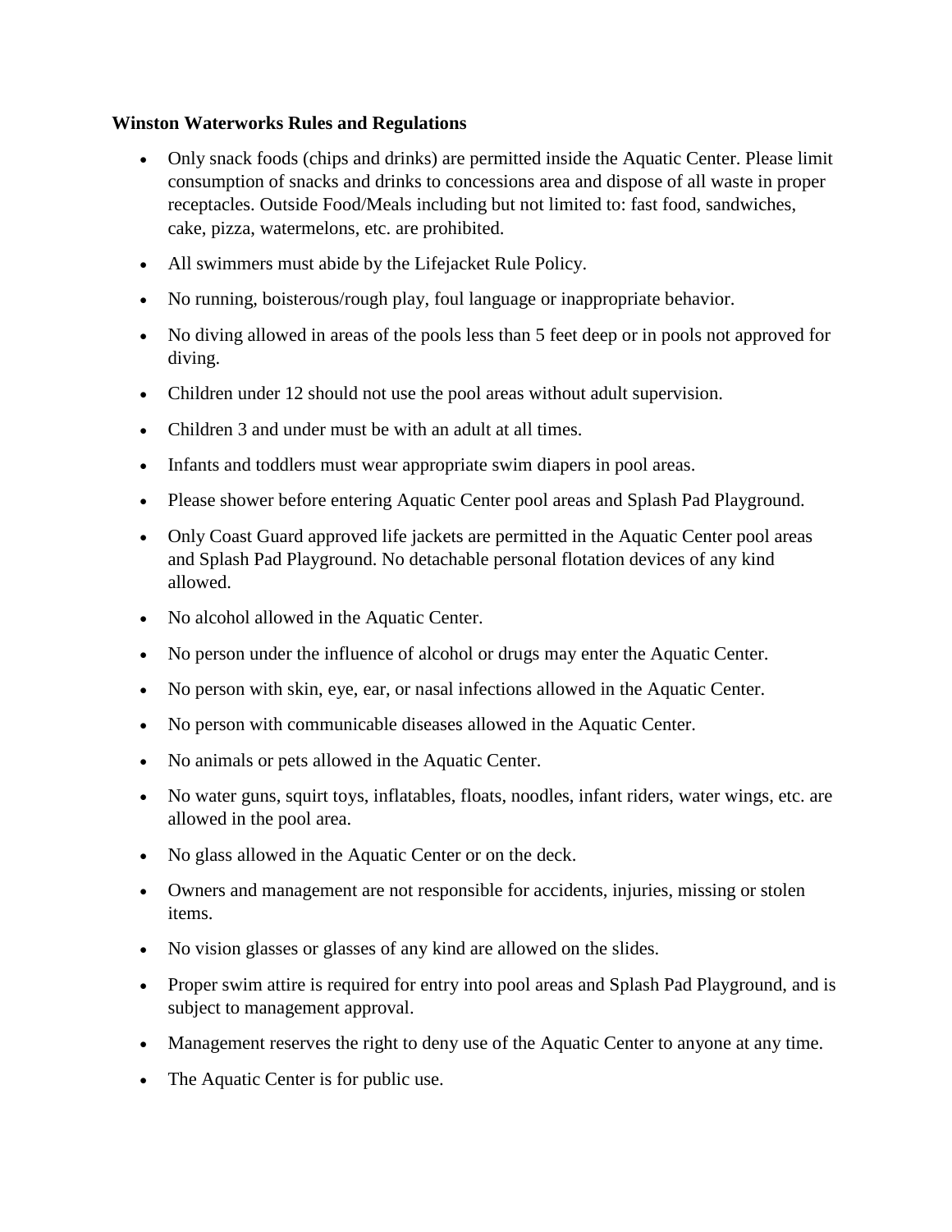**Winston Waterworks Rules and Regulations**

- Only snack foods (chips and drinks) are permitted inside the Aquatic Center. Please limit consumption of snacks and drinks to concessions area and dispose of all waste in proper receptacles. Outside Food/Meals including but not limited to: fast food, sandwiches, cake, pizza, watermelons, etc. are prohibited.
- All swimmers must abide by the Lifejacket Rule Policy.
- No running, boisterous/rough play, foul language or inappropriate behavior.
- No diving allowed in areas of the pools less than 5 feet deep or in pools not approved for diving.
- Children under 12 should not use the pool areas without adult supervision.
- Children 3 and under must be with an adult at all times.
- Infants and toddlers must wear appropriate swim diapers in pool areas.
- Please shower before entering Aquatic Center pool areas and Splash Pad Playground.
- Only Coast Guard approved life jackets are permitted in the Aquatic Center pool areas and Splash Pad Playground. No detachable personal flotation devices of any kind allowed.
- No alcohol allowed in the Aquatic Center.
- No person under the influence of alcohol or drugs may enter the Aquatic Center.
- No person with skin, eye, ear, or nasal infections allowed in the Aquatic Center.
- No person with communicable diseases allowed in the Aquatic Center.
- No animals or pets allowed in the Aquatic Center.
- No water guns, squirt toys, inflatables, floats, noodles, infant riders, water wings, etc. are allowed in the pool area.
- No glass allowed in the Aquatic Center or on the deck.
- Owners and management are not responsible for accidents, injuries, missing or stolen items.
- No vision glasses or glasses of any kind are allowed on the slides.
- Proper swim attire is required for entry into pool areas and Splash Pad Playground, and is subject to management approval.
- Management reserves the right to deny use of the Aquatic Center to anyone at any time.
- The Aquatic Center is for public use.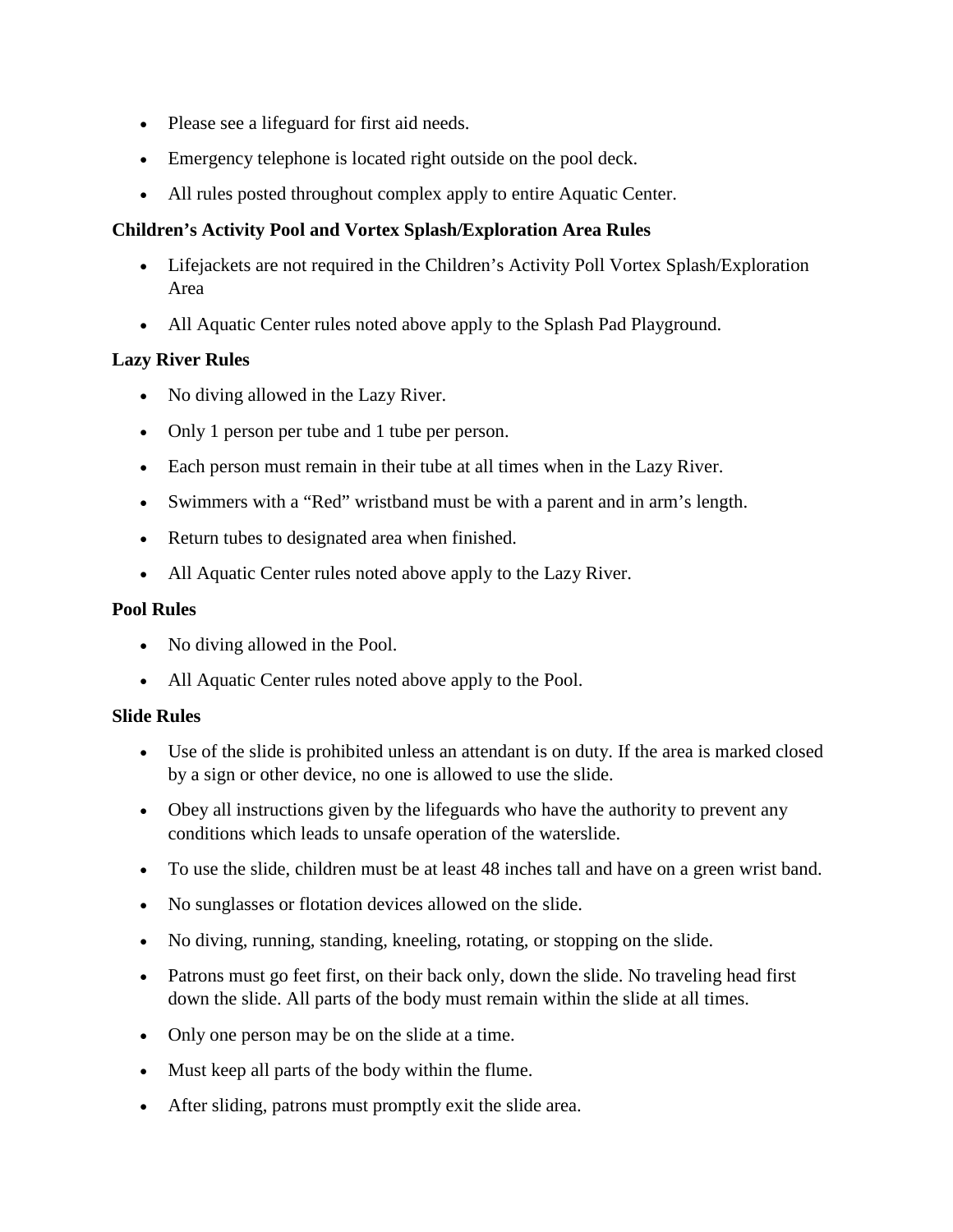- Please see a lifeguard for first aid needs.
- Emergency telephone is located right outside on the pool deck.
- All rules posted throughout complex apply to entire Aquatic Center.

**Children's Activity Pool and Vortex Splash/Exploration Area Rules**

- Lifejackets are not required in the Children's Activity Poll Vortex Splash/Exploration Area
- All Aquatic Center rules noted above apply to the Splash Pad Playground.

**Lazy River Rules**

- No diving allowed in the Lazy River.
- Only 1 person per tube and 1 tube per person.
- Each person must remain in their tube at all times when in the Lazy River.
- Swimmers with a "Red" wristband must be with a parent and in arm's length.
- Return tubes to designated area when finished.
- All Aquatic Center rules noted above apply to the Lazy River.

**Pool Rules**

- No diving allowed in the Pool.
- All Aquatic Center rules noted above apply to the Pool.

**Slide Rules**

- Use of the slide is prohibited unless an attendant is on duty. If the area is marked closed by a sign or other device, no one is allowed to use the slide.
- Obey all instructions given by the lifeguards who have the authority to prevent any conditions which leads to unsafe operation of the waterslide.
- To use the slide, children must be at least 48 inches tall and have on a green wrist band.
- No sunglasses or flotation devices allowed on the slide.
- No diving, running, standing, kneeling, rotating, or stopping on the slide.
- Patrons must go feet first, on their back only, down the slide. No traveling head first down the slide. All parts of the body must remain within the slide at all times.
- Only one person may be on the slide at a time.
- Must keep all parts of the body within the flume.
- After sliding, patrons must promptly exit the slide area.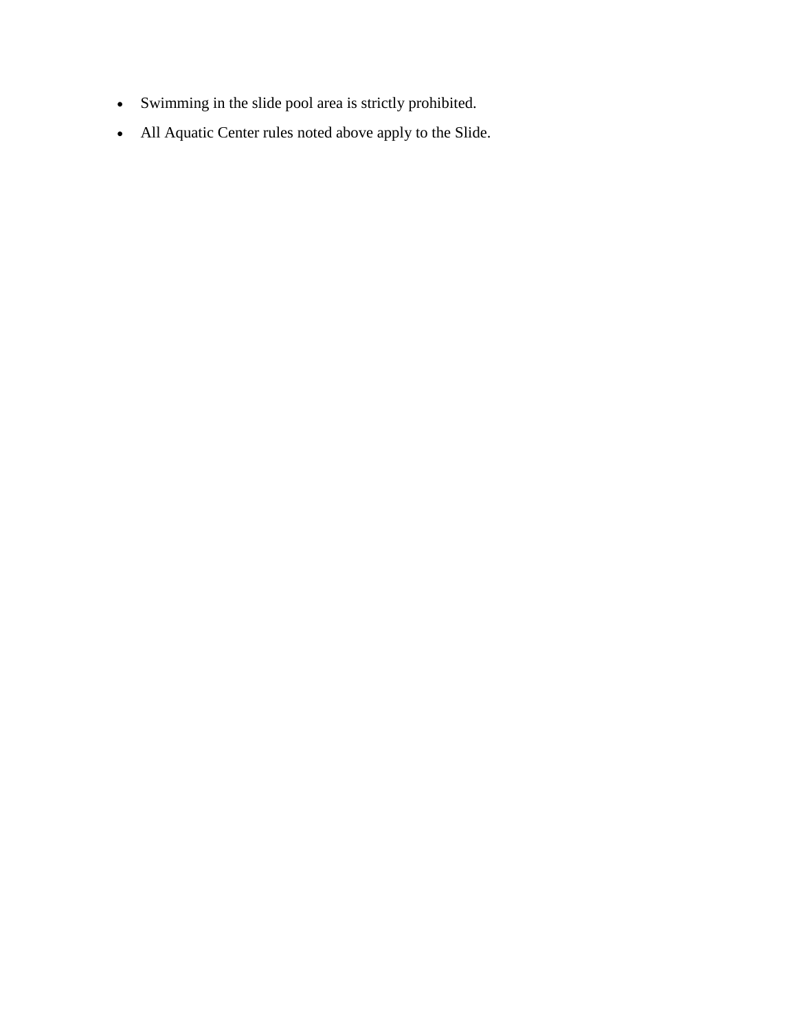- Swimming in the slide pool area is strictly prohibited.
- All Aquatic Center rules noted above apply to the Slide.